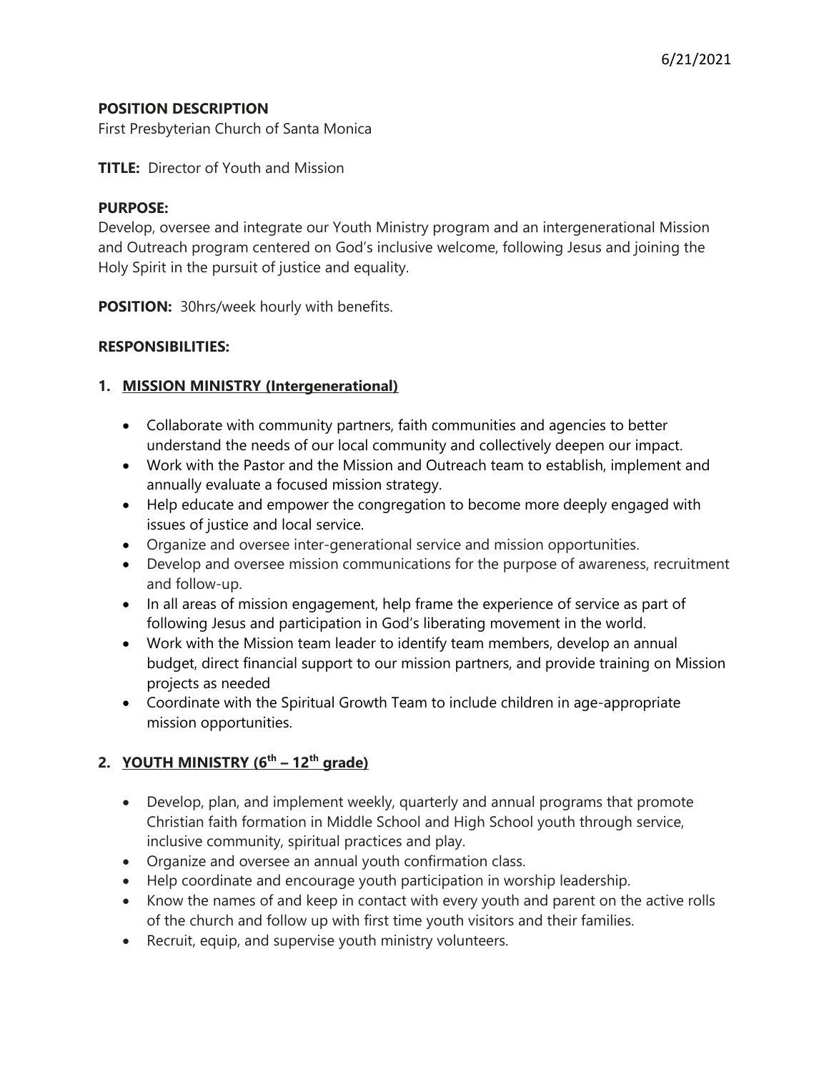6/21/2021

**POSITION DESCRIPTION**

First Presbyterian Church of Santa Monica

**TITLE:** Director of Youth and Mission

**PURPOSE:**

Develop, oversee and integrate our Youth Ministry program and an intergenerational Mission and Outreach program centered on God's inclusive welcome, following Jesus and joining the Holy Spirit in the pursuit of justice and equality.

**POSITION:** 30hrs/week hourly with benefits.

**RESPONSIBILITIES:**

1. **MISSION MINISTRY (Intergenerational)**

   - Collaborate with community partners, faith communities and agencies to better understand the needs of our local community and collectively deepen our impact.
   - Work with the Pastor and the Mission and Outreach team to establish, implement and annually evaluate a focused mission strategy.
   - Help educate and empower the congregation to become more deeply engaged with issues of justice and local service.
   - Organize and oversee inter-generational service and mission opportunities.
   - Develop and oversee mission communications for the purpose of awareness, recruitment and follow-up.
   - In all areas of mission engagement, help frame the experience of service as part of following Jesus and participation in God's liberating movement in the world.
   - Work with the Mission team leader to identify team members, develop an annual budget, direct financial support to our mission partners, and provide training on Mission projects as needed
   - Coordinate with the Spiritual Growth Team to include children in age-appropriate mission opportunities.

2. **YOUTH MINISTRY (6th – 12th grade)**

   - Develop, plan, and implement weekly, quarterly and annual programs that promote Christian faith formation in Middle School and High School youth through service, inclusive community, spiritual practices and play.
   - Organize and oversee an annual youth confirmation class.
   - Help coordinate and encourage youth participation in worship leadership.
   - Know the names of and keep in contact with every youth and parent on the active rolls of the church and follow up with first time youth visitors and their families.
   - Recruit, equip, and supervise youth ministry volunteers.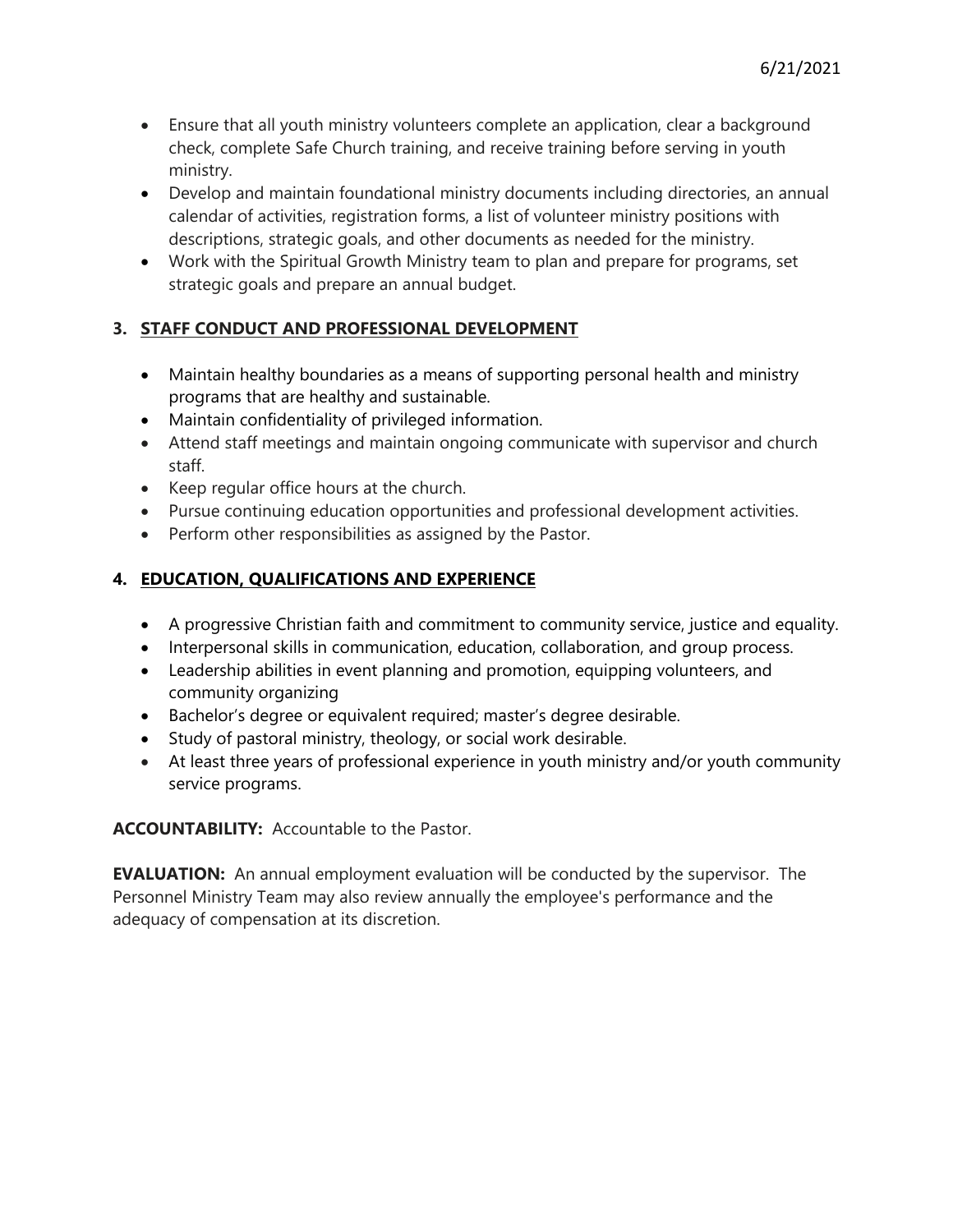- Ensure that all youth ministry volunteers complete an application, clear a background check, complete Safe Church training, and receive training before serving in youth ministry.
- Develop and maintain foundational ministry documents including directories, an annual calendar of activities, registration forms, a list of volunteer ministry positions with descriptions, strategic goals, and other documents as needed for the ministry.
- Work with the Spiritual Growth Ministry team to plan and prepare for programs, set strategic goals and prepare an annual budget.

### 3. STAFF CONDUCT AND PROFESSIONAL DEVELOPMENT

- Maintain healthy boundaries as a means of supporting personal health and ministry programs that are healthy and sustainable.
- Maintain confidentiality of privileged information.
- Attend staff meetings and maintain ongoing communicate with supervisor and church staff.
- Keep regular office hours at the church.
- Pursue continuing education opportunities and professional development activities.
- Perform other responsibilities as assigned by the Pastor.

### 4. EDUCATION, QUALIFICATIONS AND EXPERIENCE

- A progressive Christian faith and commitment to community service, justice and equality.
- Interpersonal skills in communication, education, collaboration, and group process.
- Leadership abilities in event planning and promotion, equipping volunteers, and community organizing
- Bachelor's degree or equivalent required; master's degree desirable.
- Study of pastoral ministry, theology, or social work desirable.
- At least three years of professional experience in youth ministry and/or youth community service programs.

**ACCOUNTABILITY:** Accountable to the Pastor.

**EVALUATION:** An annual employment evaluation will be conducted by the supervisor. The Personnel Ministry Team may also review annually the employee's performance and the adequacy of compensation at its discretion.